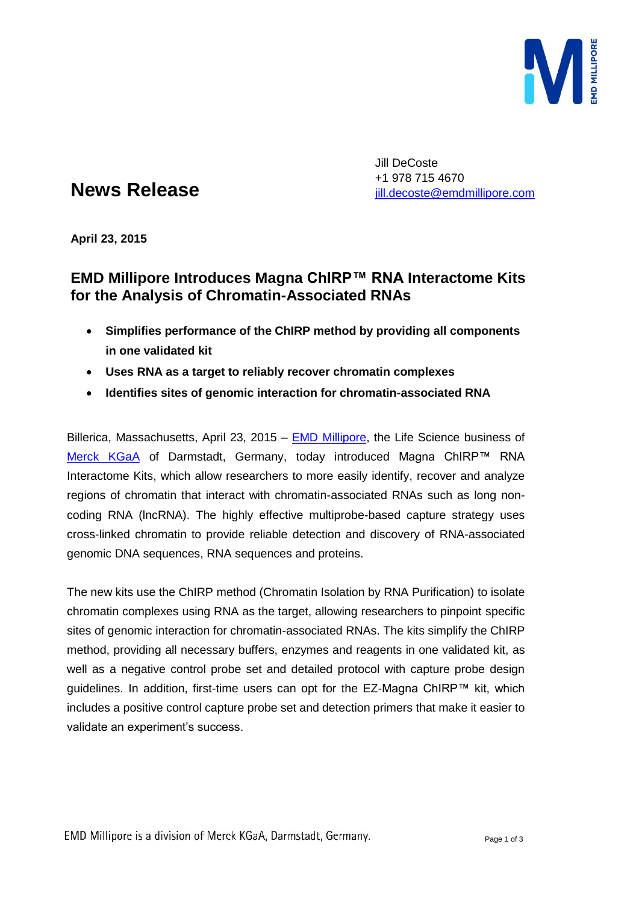Jill DeCoste
+1 978 715 4670
jill.decoste@emdmillipore.com

# News Release

**April 23, 2015**

## EMD Millipore Introduces Magna ChIRP™ RNA Interactome Kits for the Analysis of Chromatin-Associated RNAs

- **Simplifies performance of the ChIRP method by providing all components in one validated kit**
- **Uses RNA as a target to reliably recover chromatin complexes**
- **Identifies sites of genomic interaction for chromatin-associated RNA**

Billerica, Massachusetts, April 23, 2015 – EMD Millipore, the Life Science business of Merck KGaA of Darmstadt, Germany, today introduced Magna ChIRP™ RNA Interactome Kits, which allow researchers to more easily identify, recover and analyze regions of chromatin that interact with chromatin-associated RNAs such as long non-coding RNA (lncRNA). The highly effective multiprobe-based capture strategy uses cross-linked chromatin to provide reliable detection and discovery of RNA-associated genomic DNA sequences, RNA sequences and proteins.

The new kits use the ChIRP method (Chromatin Isolation by RNA Purification) to isolate chromatin complexes using RNA as the target, allowing researchers to pinpoint specific sites of genomic interaction for chromatin-associated RNAs. The kits simplify the ChIRP method, providing all necessary buffers, enzymes and reagents in one validated kit, as well as a negative control probe set and detailed protocol with capture probe design guidelines. In addition, first-time users can opt for the EZ-Magna ChIRP™ kit, which includes a positive control capture probe set and detection primers that make it easier to validate an experiment's success.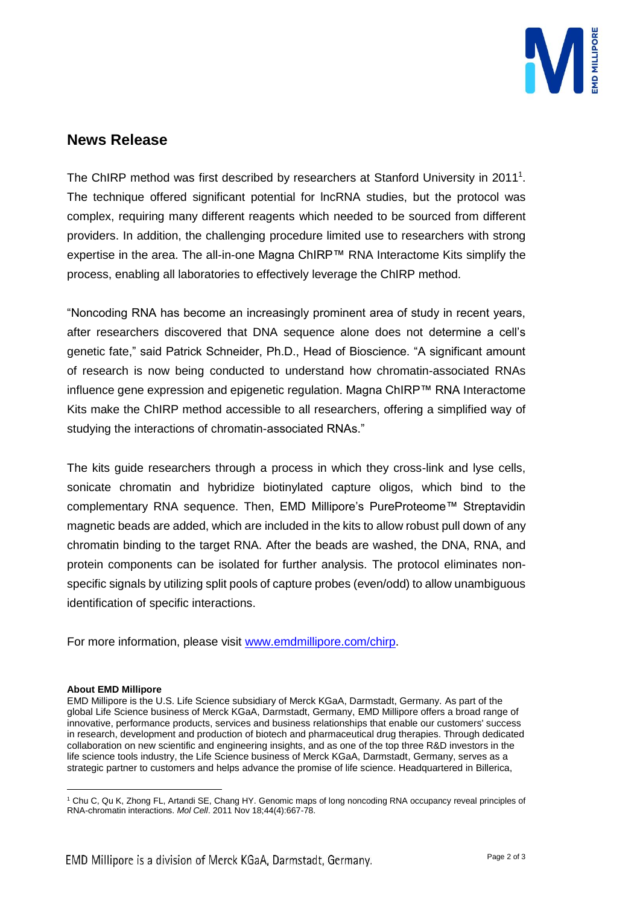## News Release

The ChIRP method was first described by researchers at Stanford University in 2011[1]. The technique offered significant potential for lncRNA studies, but the protocol was complex, requiring many different reagents which needed to be sourced from different providers. In addition, the challenging procedure limited use to researchers with strong expertise in the area. The all-in-one Magna ChIRP™ RNA Interactome Kits simplify the process, enabling all laboratories to effectively leverage the ChIRP method.

"Noncoding RNA has become an increasingly prominent area of study in recent years, after researchers discovered that DNA sequence alone does not determine a cell's genetic fate," said Patrick Schneider, Ph.D., Head of Bioscience. "A significant amount of research is now being conducted to understand how chromatin-associated RNAs influence gene expression and epigenetic regulation. Magna ChIRP™ RNA Interactome Kits make the ChIRP method accessible to all researchers, offering a simplified way of studying the interactions of chromatin-associated RNAs."

The kits guide researchers through a process in which they cross-link and lyse cells, sonicate chromatin and hybridize biotinylated capture oligos, which bind to the complementary RNA sequence. Then, EMD Millipore's PureProteome™ Streptavidin magnetic beads are added, which are included in the kits to allow robust pull down of any chromatin binding to the target RNA. After the beads are washed, the DNA, RNA, and protein components can be isolated for further analysis. The protocol eliminates non-specific signals by utilizing split pools of capture probes (even/odd) to allow unambiguous identification of specific interactions.

For more information, please visit [www.emdmillipore.com/chirp](www.emdmillipore.com/chirp).

**About EMD Millipore**

EMD Millipore is the U.S. Life Science subsidiary of Merck KGaA, Darmstadt, Germany. As part of the global Life Science business of Merck KGaA, Darmstadt, Germany, EMD Millipore offers a broad range of innovative, performance products, services and business relationships that enable our customers' success in research, development and production of biotech and pharmaceutical drug therapies. Through dedicated collaboration on new scientific and engineering insights, and as one of the top three R&D investors in the life science tools industry, the Life Science business of Merck KGaA, Darmstadt, Germany, serves as a strategic partner to customers and helps advance the promise of life science. Headquartered in Billerica,

---

[1] Chu C, Qu K, Zhong FL, Artandi SE, Chang HY. Genomic maps of long noncoding RNA occupancy reveal principles of RNA-chromatin interactions. *Mol Cell*. 2011 Nov 18;44(4):667-78.

EMD Millipore is a division of Merck KGaA, Darmstadt, Germany.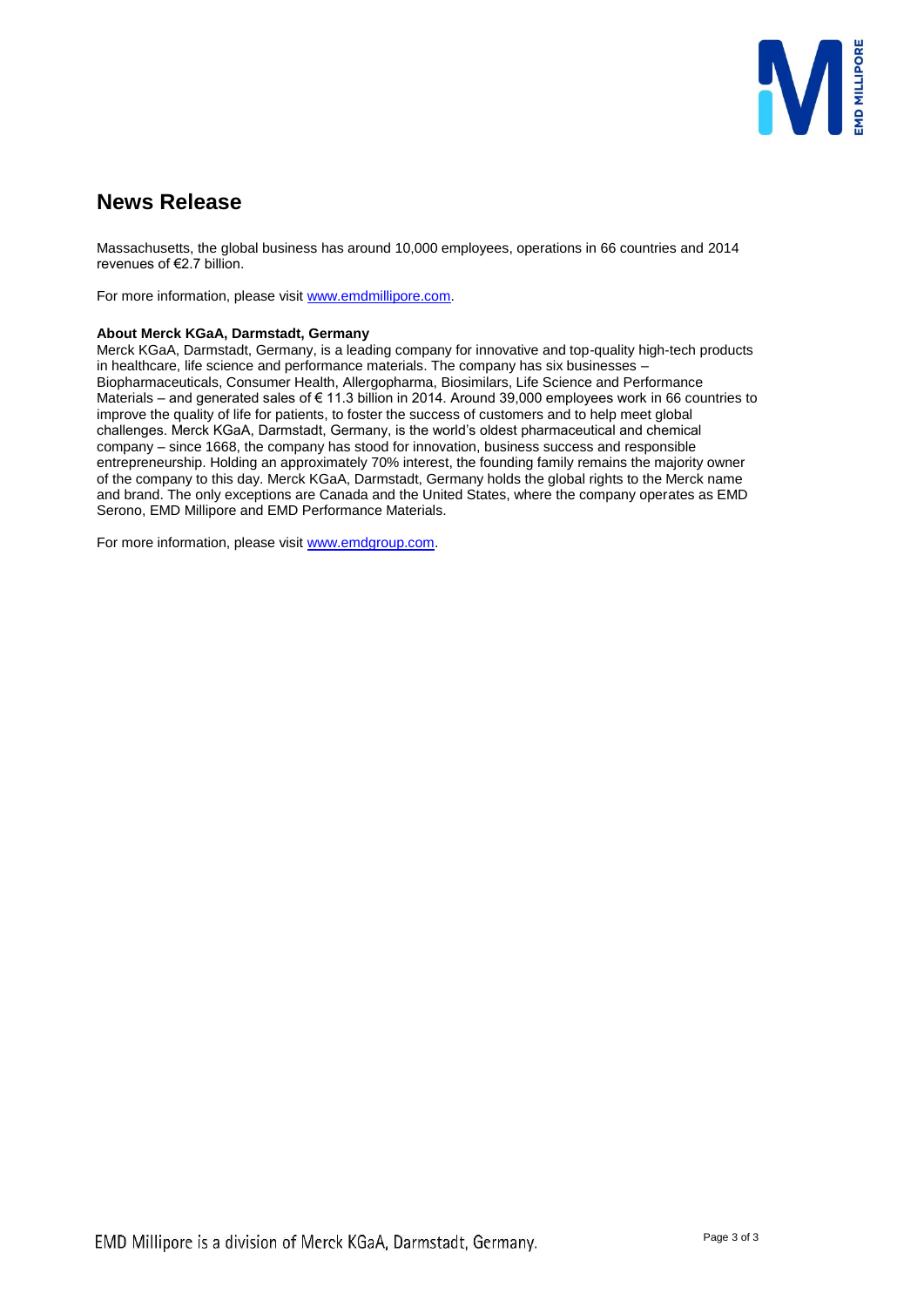# News Release

Massachusetts, the global business has around 10,000 employees, operations in 66 countries and 2014 revenues of €2.7 billion.

For more information, please visit www.emdmillipore.com.

**About Merck KGaA, Darmstadt, Germany**

Merck KGaA, Darmstadt, Germany, is a leading company for innovative and top-quality high-tech products in healthcare, life science and performance materials. The company has six businesses – Biopharmaceuticals, Consumer Health, Allergopharma, Biosimilars, Life Science and Performance Materials – and generated sales of € 11.3 billion in 2014. Around 39,000 employees work in 66 countries to improve the quality of life for patients, to foster the success of customers and to help meet global challenges. Merck KGaA, Darmstadt, Germany, is the world's oldest pharmaceutical and chemical company – since 1668, the company has stood for innovation, business success and responsible entrepreneurship. Holding an approximately 70% interest, the founding family remains the majority owner of the company to this day. Merck KGaA, Darmstadt, Germany holds the global rights to the Merck name and brand. The only exceptions are Canada and the United States, where the company operates as EMD Serono, EMD Millipore and EMD Performance Materials.

For more information, please visit www.emdgroup.com.